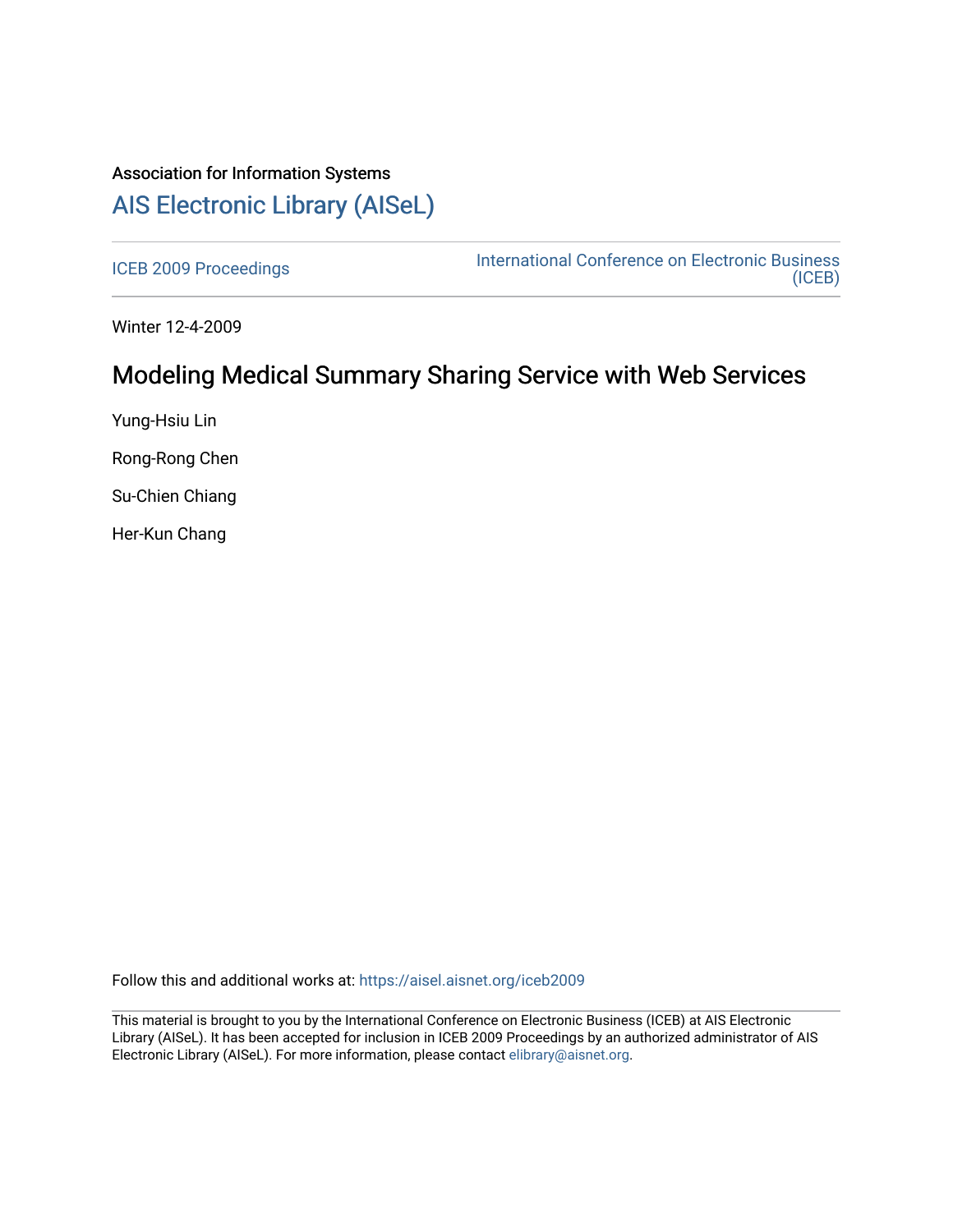Association for Information Systems

# AIS Electronic Library (AISeL)

ICEB 2009 Proceedings

International Conference on Electronic Business (ICEB)

Winter 12-4-2009

## Modeling Medical Summary Sharing Service with Web Services

Yung-Hsiu Lin

Rong-Rong Chen

Su-Chien Chiang

Her-Kun Chang

Follow this and additional works at: https://aisel.aisnet.org/iceb2009

This material is brought to you by the International Conference on Electronic Business (ICEB) at AIS Electronic Library (AISeL). It has been accepted for inclusion in ICEB 2009 Proceedings by an authorized administrator of AIS Electronic Library (AISeL). For more information, please contact elibrary@aisnet.org.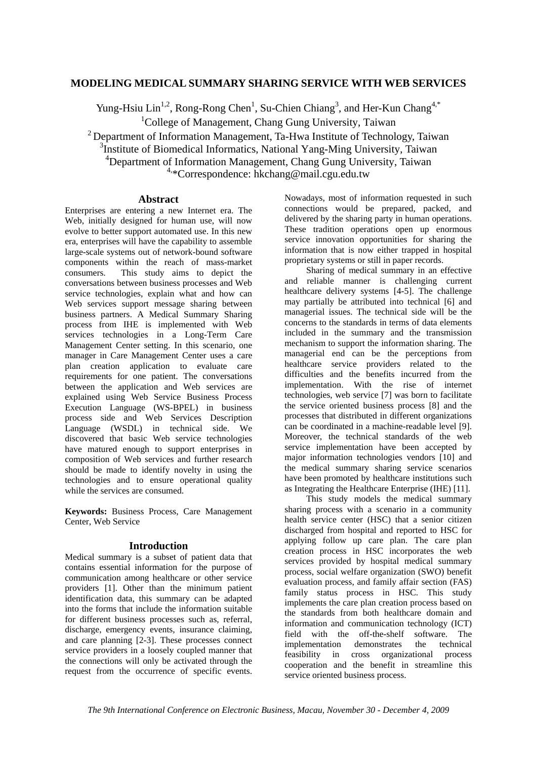# MODELING MEDICAL SUMMARY SHARING SERVICE WITH WEB SERVICES

Yung-Hsiu Lin[1,2], Rong-Rong Chen[1], Su-Chien Chiang[3], and Her-Kun Chang[4,*]

[1]College of Management, Chang Gung University, Taiwan

[2] Department of Information Management, Ta-Hwa Institute of Technology, Taiwan

[3]Institute of Biomedical Informatics, National Yang-Ming University, Taiwan

[4]Department of Information Management, Chang Gung University, Taiwan

[4,*]Correspondence: hkchang@mail.cgu.edu.tw

## Abstract

Enterprises are entering a new Internet era. The Web, initially designed for human use, will now evolve to better support automated use. In this new era, enterprises will have the capability to assemble large-scale systems out of network-bound software components within the reach of mass-market consumers. This study aims to depict the conversations between business processes and Web service technologies, explain what and how can Web services support message sharing between business partners. A Medical Summary Sharing process from IHE is implemented with Web services technologies in a Long-Term Care Management Center setting. In this scenario, one manager in Care Management Center uses a care plan creation application to evaluate care requirements for one patient. The conversations between the application and Web services are explained using Web Service Business Process Execution Language (WS-BPEL) in business process side and Web Services Description Language (WSDL) in technical side. We discovered that basic Web service technologies have matured enough to support enterprises in composition of Web services and further research should be made to identify novelty in using the technologies and to ensure operational quality while the services are consumed.

**Keywords:** Business Process, Care Management Center, Web Service

## Introduction

Medical summary is a subset of patient data that contains essential information for the purpose of communication among healthcare or other service providers [1]. Other than the minimum patient identification data, this summary can be adapted into the forms that include the information suitable for different business processes such as, referral, discharge, emergency events, insurance claiming, and care planning [2-3]. These processes connect service providers in a loosely coupled manner that the connections will only be activated through the request from the occurrence of specific events. Nowadays, most of information requested in such connections would be prepared, packed, and delivered by the sharing party in human operations. These tradition operations open up enormous service innovation opportunities for sharing the information that is now either trapped in hospital proprietary systems or still in paper records.

Sharing of medical summary in an effective and reliable manner is challenging current healthcare delivery systems [4-5]. The challenge may partially be attributed into technical [6] and managerial issues. The technical side will be the concerns to the standards in terms of data elements included in the summary and the transmission mechanism to support the information sharing. The managerial end can be the perceptions from healthcare service providers related to the difficulties and the benefits incurred from the implementation. With the rise of internet technologies, web service [7] was born to facilitate the service oriented business process [8] and the processes that distributed in different organizations can be coordinated in a machine-readable level [9]. Moreover, the technical standards of the web service implementation have been accepted by major information technologies vendors [10] and the medical summary sharing service scenarios have been promoted by healthcare institutions such as Integrating the Healthcare Enterprise (IHE) [11].

This study models the medical summary sharing process with a scenario in a community health service center (HSC) that a senior citizen discharged from hospital and reported to HSC for applying follow up care plan. The care plan creation process in HSC incorporates the web services provided by hospital medical summary process, social welfare organization (SWO) benefit evaluation process, and family affair section (FAS) family status process in HSC. This study implements the care plan creation process based on the standards from both healthcare domain and information and communication technology (ICT) field with the off-the-shelf software. The implementation demonstrates the technical feasibility in cross organizational process cooperation and the benefit in streamline this service oriented business process.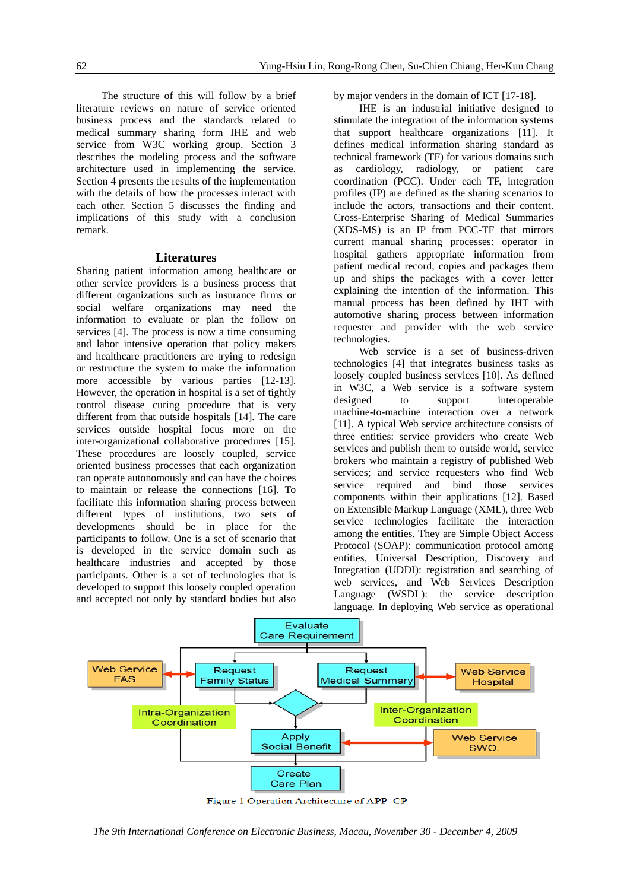The structure of this will follow by a brief literature reviews on nature of service oriented business process and the standards related to medical summary sharing form IHE and web service from W3C working group. Section 3 describes the modeling process and the software architecture used in implementing the service. Section 4 presents the results of the implementation with the details of how the processes interact with each other. Section 5 discusses the finding and implications of this study with a conclusion remark.

## Literatures

Sharing patient information among healthcare or other service providers is a business process that different organizations such as insurance firms or social welfare organizations may need the information to evaluate or plan the follow on services [4]. The process is now a time consuming and labor intensive operation that policy makers and healthcare practitioners are trying to redesign or restructure the system to make the information more accessible by various parties [12-13]. However, the operation in hospital is a set of tightly control disease curing procedure that is very different from that outside hospitals [14]. The care services outside hospital focus more on the inter-organizational collaborative procedures [15]. These procedures are loosely coupled, service oriented business processes that each organization can operate autonomously and can have the choices to maintain or release the connections [16]. To facilitate this information sharing process between different types of institutions, two sets of developments should be in place for the participants to follow. One is a set of scenario that is developed in the service domain such as healthcare industries and accepted by those participants. Other is a set of technologies that is developed to support this loosely coupled operation and accepted not only by standard bodies but also by major venders in the domain of ICT [17-18].

IHE is an industrial initiative designed to stimulate the integration of the information systems that support healthcare organizations [11]. It defines medical information sharing standard as technical framework (TF) for various domains such as cardiology, radiology, or patient care coordination (PCC). Under each TF, integration profiles (IP) are defined as the sharing scenarios to include the actors, transactions and their content. Cross-Enterprise Sharing of Medical Summaries (XDS-MS) is an IP from PCC-TF that mirrors current manual sharing processes: operator in hospital gathers appropriate information from patient medical record, copies and packages them up and ships the packages with a cover letter explaining the intention of the information. This manual process has been defined by IHT with automotive sharing process between information requester and provider with the web service technologies.

Web service is a set of business-driven technologies [4] that integrates business tasks as loosely coupled business services [10]. As defined in W3C, a Web service is a software system designed to support interoperable machine-to-machine interaction over a network [11]. A typical Web service architecture consists of three entities: service providers who create Web services and publish them to outside world, service brokers who maintain a registry of published Web services; and service requesters who find Web service required and bind those services components within their applications [12]. Based on Extensible Markup Language (XML), three Web service technologies facilitate the interaction among the entities. They are Simple Object Access Protocol (SOAP): communication protocol among entities, Universal Description, Discovery and Integration (UDDI): registration and searching of web services, and Web Services Description Language (WSDL): the service description language. In deploying Web service as operational

Figure 1 Operation Architecture of APP_CP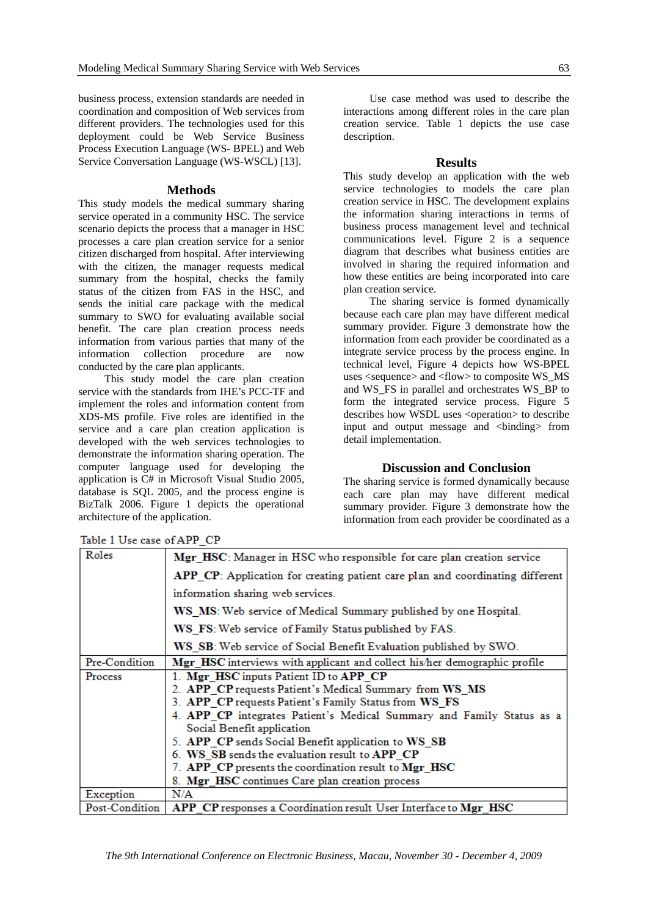business process, extension standards are needed in coordination and composition of Web services from different providers. The technologies used for this deployment could be Web Service Business Process Execution Language (WS- BPEL) and Web Service Conversation Language (WS-WSCL) [13].

## Methods

This study models the medical summary sharing service operated in a community HSC. The service scenario depicts the process that a manager in HSC processes a care plan creation service for a senior citizen discharged from hospital. After interviewing with the citizen, the manager requests medical summary from the hospital, checks the family status of the citizen from FAS in the HSC, and sends the initial care package with the medical summary to SWO for evaluating available social benefit. The care plan creation process needs information from various parties that many of the information collection procedure are now conducted by the care plan applicants.

This study model the care plan creation service with the standards from IHE's PCC-TF and implement the roles and information content from XDS-MS profile. Five roles are identified in the service and a care plan creation application is developed with the web services technologies to demonstrate the information sharing operation. The computer language used for developing the application is C# in Microsoft Visual Studio 2005, database is SQL 2005, and the process engine is BizTalk 2006. Figure 1 depicts the operational architecture of the application.

Use case method was used to describe the interactions among different roles in the care plan creation service. Table 1 depicts the use case description.

## Results

This study develop an application with the web service technologies to models the care plan creation service in HSC. The development explains the information sharing interactions in terms of business process management level and technical communications level. Figure 2 is a sequence diagram that describes what business entities are involved in sharing the required information and how these entities are being incorporated into care plan creation service.

The sharing service is formed dynamically because each care plan may have different medical summary provider. Figure 3 demonstrate how the information from each provider be coordinated as a integrate service process by the process engine. In technical level, Figure 4 depicts how WS-BPEL uses <sequence> and <flow> to composite WS_MS and WS_FS in parallel and orchestrates WS_BP to form the integrated service process. Figure 5 describes how WSDL uses <operation> to describe input and output message and <binding> from detail implementation.

## Discussion and Conclusion

The sharing service is formed dynamically because each care plan may have different medical summary provider. Figure 3 demonstrate how the information from each provider be coordinated as a

Table 1 Use case of APP_CP

| | |
|---|---|
| Roles | **Mgr_HSC**: Manager in HSC who responsible for care plan creation service<br>**APP_CP**: Application for creating patient care plan and coordinating different information sharing web services.<br>**WS_MS**: Web service of Medical Summary published by one Hospital.<br>**WS_FS**: Web service of Family Status published by FAS.<br>**WS_SB**: Web service of Social Benefit Evaluation published by SWO. |
| Pre-Condition | **Mgr_HSC** interviews with applicant and collect his/her demographic profile |
| Process | 1. **Mgr_HSC** inputs Patient ID to **APP_CP**<br>2. **APP_CP** requests Patient's Medical Summary from **WS_MS**<br>3. **APP_CP** requests Patient's Family Status from **WS_FS**<br>4. **APP_CP** integrates Patient's Medical Summary and Family Status as a Social Benefit application<br>5. **APP_CP** sends Social Benefit application to **WS_SB**<br>6. **WS_SB** sends the evaluation result to **APP_CP**<br>7. **APP_CP** presents the coordination result to **Mgr_HSC**<br>8. **Mgr_HSC** continues Care plan creation process |
| Exception | N/A |
| Post-Condition | **APP_CP** responses a Coordination result User Interface to **Mgr_HSC** |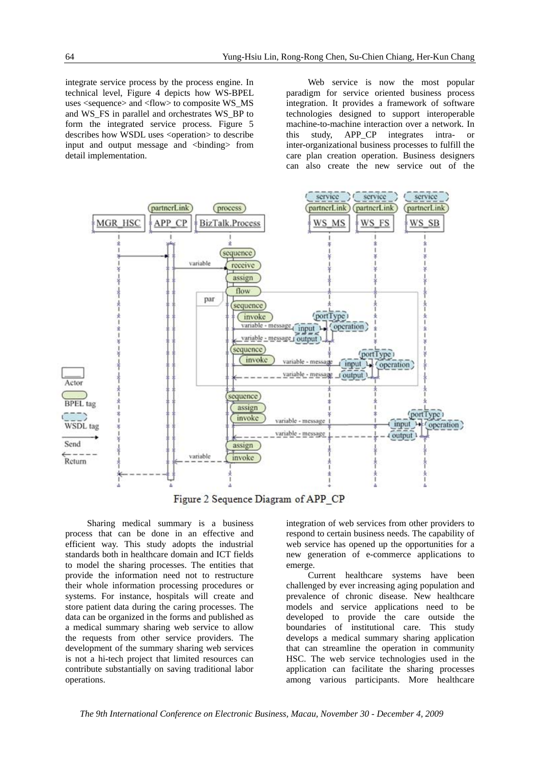integrate service process by the process engine. In technical level, Figure 4 depicts how WS-BPEL uses <sequence> and <flow> to composite WS_MS and WS_FS in parallel and orchestrates WS_BP to form the integrated service process. Figure 5 describes how WSDL uses <operation> to describe input and output message and <binding> from detail implementation.

Web service is now the most popular paradigm for service oriented business process integration. It provides a framework of software technologies designed to support interoperable machine-to-machine interaction over a network. In this study, APP_CP integrates intra- or inter-organizational business processes to fulfill the care plan creation operation. Business designers can also create the new service out of the integration of web services from other providers to respond to certain business needs. The capability of web service has opened up the opportunities for a new generation of e-commerce applications to emerge.

Figure 2 Sequence Diagram of APP_CP

Sharing medical summary is a business process that can be done in an effective and efficient way. This study adopts the industrial standards both in healthcare domain and ICT fields to model the sharing processes. The entities that provide the information need not to restructure their whole information processing procedures or systems. For instance, hospitals will create and store patient data during the caring processes. The data can be organized in the forms and published as a medical summary sharing web service to allow the requests from other service providers. The development of the summary sharing web services is not a hi-tech project that limited resources can contribute substantially on saving traditional labor operations.

Current healthcare systems have been challenged by ever increasing aging population and prevalence of chronic disease. New healthcare models and service applications need to be developed to provide the care outside the boundaries of institutional care. This study develops a medical summary sharing application that can streamline the operation in community HSC. The web service technologies used in the application can facilitate the sharing processes among various participants. More healthcare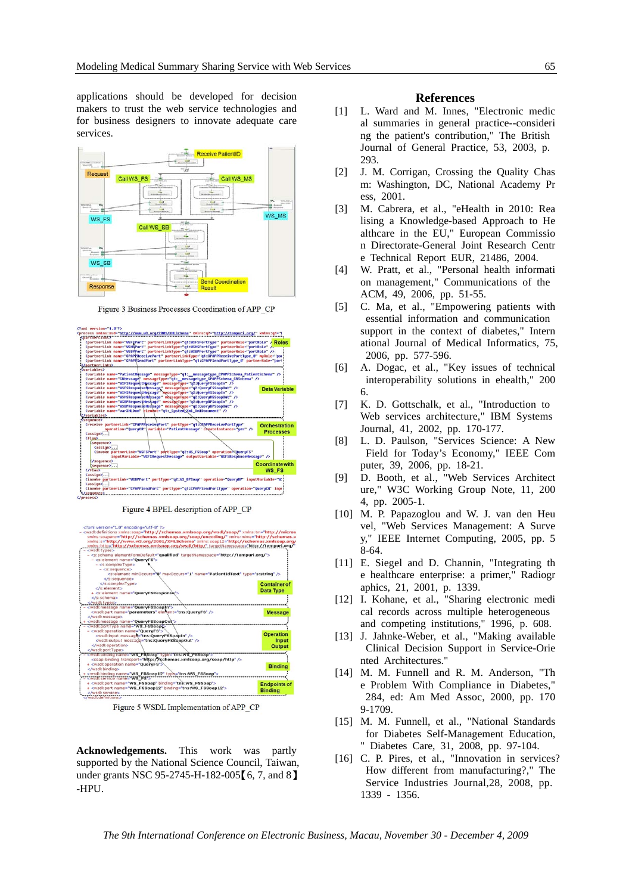applications should be developed for decision makers to trust the web service technologies and for business designers to innovate adequate care services.

Figure 3 Business Processes Coordination of APP_CP

Figure 4 BPEL description of APP_CP

Figure 5 WSDL Implementation of APP_CP

**Acknowledgements.** This work was partly supported by the National Science Council, Taiwan, under grants NSC 95-2745-H-182-005【6, 7, and 8】-HPU.

## References

[1] L. Ward and M. Innes, "Electronic medical summaries in general practice--considering the patient's contribution," The British Journal of General Practice, 53, 2003, p. 293.

[2] J. M. Corrigan, Crossing the Quality Chasm: Washington, DC, National Academy Press, 2001.

[3] M. Cabrera, et al., "eHealth in 2010: Realising a Knowledge-based Approach to Healthcare in the EU," European Commission Directorate-General Joint Research Centre Technical Report EUR, 21486, 2004.

[4] W. Pratt, et al., "Personal health information management," Communications of the ACM, 49, 2006, pp. 51-55.

[5] C. Ma, et al., "Empowering patients with essential information and communication support in the context of diabetes," International Journal of Medical Informatics, 75, 2006, pp. 577-596.

[6] A. Dogac, et al., "Key issues of technical interoperability solutions in ehealth," 2006.

[7] K. D. Gottschalk, et al., "Introduction to Web services architecture," IBM Systems Journal, 41, 2002, pp. 170-177.

[8] L. D. Paulson, "Services Science: A New Field for Today's Economy," IEEE Computer, 39, 2006, pp. 18-21.

[9] D. Booth, et al., "Web Services Architecture," W3C Working Group Note, 11, 2004, pp. 2005-1.

[10] M. P. Papazoglou and W. J. van den Heuvel, "Web Services Management: A Survey," IEEE Internet Computing, 2005, pp. 58-64.

[11] E. Siegel and D. Channin, "Integrating the healthcare enterprise: a primer," Radiographics, 21, 2001, p. 1339.

[12] I. Kohane, et al., "Sharing electronic medical records across multiple heterogeneous and competing institutions," 1996, p. 608.

[13] J. Jahnke-Weber, et al., "Making available Clinical Decision Support in Service-Oriented Architectures."

[14] M. M. Funnell and R. M. Anderson, "The Problem With Compliance in Diabetes," 284, ed: Am Med Assoc, 2000, pp. 1709-1709.

[15] M. M. Funnell, et al., "National Standards for Diabetes Self-Management Education," Diabetes Care, 31, 2008, pp. 97-104.

[16] C. P. Pires, et al., "Innovation in services? How different from manufacturing?," The Service Industries Journal,28, 2008, pp. 1339 - 1356.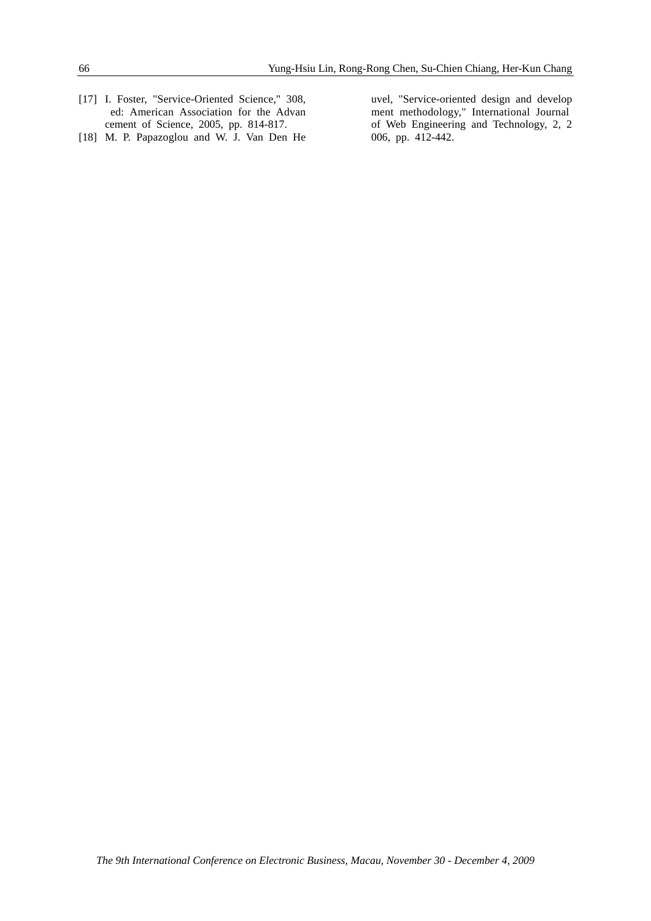[17] I. Foster, "Service-Oriented Science," 308, ed: American Association for the Advancement of Science, 2005, pp. 814-817.

[18] M. P. Papazoglou and W. J. Van Den Heuvel, "Service-oriented design and development methodology," International Journal of Web Engineering and Technology, 2, 2006, pp. 412-442.